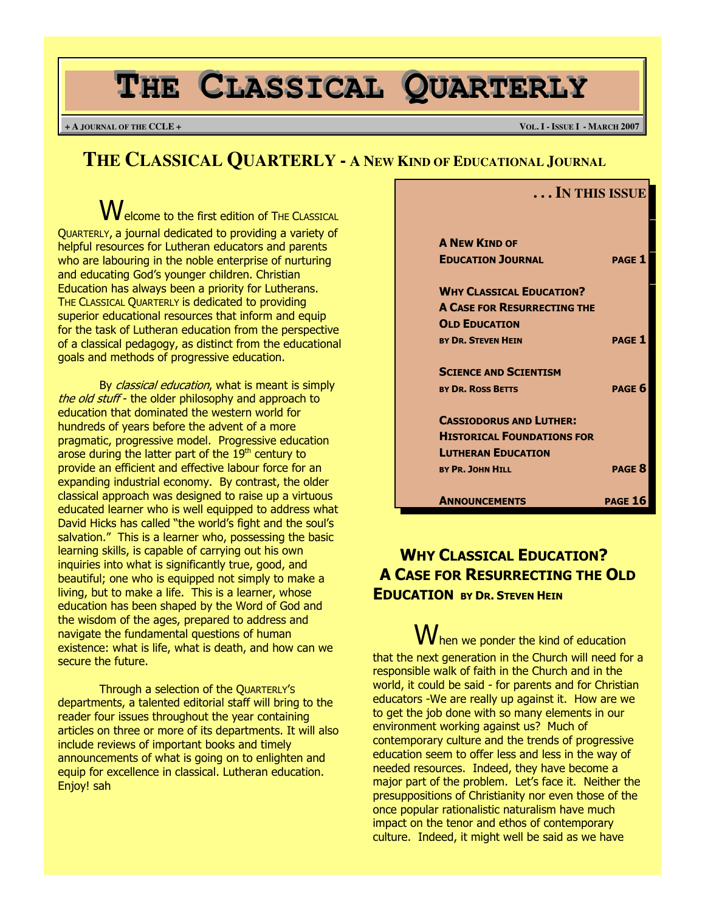# THE CLASSICAL QUARTERLY

+ A JOURNAL OF THE CCLE + VOL. I - ISSUE I - MARCH 2007

## THE CLASSICAL QUARTERLY - A NEW KIND OF EDUCATIONAL JOURNAL

Welcome to the first edition of THE CLASSICAL QUARTERLY, a journal dedicated to providing a variety of helpful resources for Lutheran educators and parents who are labouring in the noble enterprise of nurturing and educating God's younger children. Christian Education has always been a priority for Lutherans. THE CLASSICAL QUARTERLY is dedicated to providing superior educational resources that inform and equip for the task of Lutheran education from the perspective of a classical pedagogy, as distinct from the educational goals and methods of progressive education.

By *classical education*, what is meant is simply *the old stuff* - the older philosophy and approach to education that dominated the western world for hundreds of years before the advent of a more pragmatic, progressive model. Progressive education arose during the latter part of the 19th century to provide an efficient and effective labour force for an expanding industrial economy. By contrast, the older classical approach was designed to raise up a virtuous educated learner who is well equipped to address what David Hicks has called "the world's fight and the soul's salvation." This is a learner who, possessing the basic learning skills, is capable of carrying out his own inquiries into what is significantly true, good, and beautiful; one who is equipped not simply to make a living, but to make a life. This is a learner, whose education has been shaped by the Word of God and the wisdom of the ages, prepared to address and navigate the fundamental questions of human existence: what is life, what is death, and how can we secure the future.

Through a selection of the QUARTERLY'S departments, a talented editorial staff will bring to the reader four issues throughout the year containing articles on three or more of its departments. It will also include reviews of important books and timely announcements of what is going on to enlighten and equip for excellence in classical. Lutheran education. Enjoy! sah

**. . . IN THIS ISSUE**

| | |
|---|---|
| **A NEW KIND OF EDUCATION JOURNAL** | **PAGE 1** |
| **WHY CLASSICAL EDUCATION? A CASE FOR RESURRECTING THE OLD EDUCATION** BY DR. STEVEN HEIN | **PAGE 1** |
| **SCIENCE AND SCIENTISM** BY DR. ROSS BETTS | **PAGE 6** |
| **CASSIODORUS AND LUTHER: HISTORICAL FOUNDATIONS FOR LUTHERAN EDUCATION** BY PR. JOHN HILL | **PAGE 8** |
| **ANNOUNCEMENTS** | **PAGE 16** |

## WHY CLASSICAL EDUCATION? A CASE FOR RESURRECTING THE OLD EDUCATION BY DR. STEVEN HEIN

When we ponder the kind of education that the next generation in the Church will need for a responsible walk of faith in the Church and in the world, it could be said - for parents and for Christian educators -We are really up against it. How are we to get the job done with so many elements in our environment working against us? Much of contemporary culture and the trends of progressive education seem to offer less and less in the way of needed resources. Indeed, they have become a major part of the problem. Let's face it. Neither the presuppositions of Christianity nor even those of the once popular rationalistic naturalism have much impact on the tenor and ethos of contemporary culture. Indeed, it might well be said as we have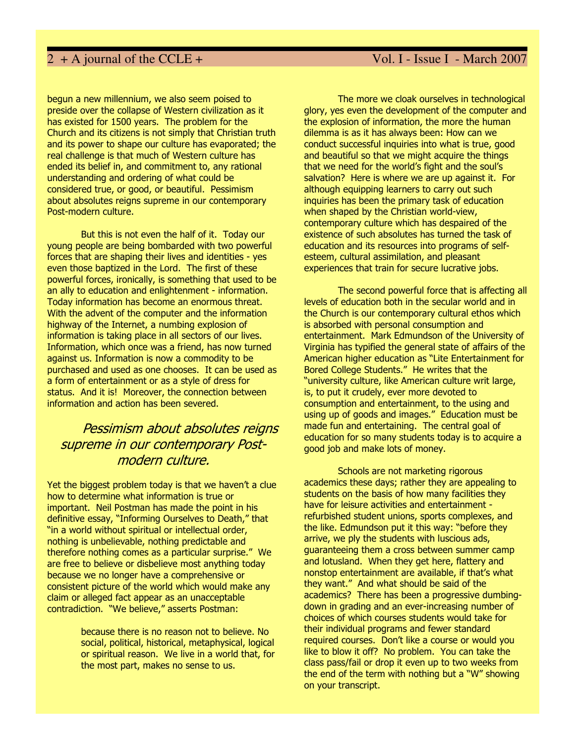begun a new millennium, we also seem poised to preside over the collapse of Western civilization as it has existed for 1500 years. The problem for the Church and its citizens is not simply that Christian truth and its power to shape our culture has evaporated; the real challenge is that much of Western culture has ended its belief in, and commitment to, any rational understanding and ordering of what could be considered true, or good, or beautiful. Pessimism about absolutes reigns supreme in our contemporary Post-modern culture.

But this is not even the half of it. Today our young people are being bombarded with two powerful forces that are shaping their lives and identities - yes even those baptized in the Lord. The first of these powerful forces, ironically, is something that used to be an ally to education and enlightenment - information. Today information has become an enormous threat. With the advent of the computer and the information highway of the Internet, a numbing explosion of information is taking place in all sectors of our lives. Information, which once was a friend, has now turned against us. Information is now a commodity to be purchased and used as one chooses. It can be used as a form of entertainment or as a style of dress for status. And it is! Moreover, the connection between information and action has been severed.

> *Pessimism about absolutes reigns supreme in our contemporary Post-modern culture.*

Yet the biggest problem today is that we haven't a clue how to determine what information is true or important. Neil Postman has made the point in his definitive essay, "Informing Ourselves to Death," that "in a world without spiritual or intellectual order, nothing is unbelievable, nothing predictable and therefore nothing comes as a particular surprise." We are free to believe or disbelieve most anything today because we no longer have a comprehensive or consistent picture of the world which would make any claim or alleged fact appear as an unacceptable contradiction. "We believe," asserts Postman:

> because there is no reason not to believe. No social, political, historical, metaphysical, logical or spiritual reason. We live in a world that, for the most part, makes no sense to us.

The more we cloak ourselves in technological glory, yes even the development of the computer and the explosion of information, the more the human dilemma is as it has always been: How can we conduct successful inquiries into what is true, good and beautiful so that we might acquire the things that we need for the world's fight and the soul's salvation? Here is where we are up against it. For although equipping learners to carry out such inquiries has been the primary task of education when shaped by the Christian world-view, contemporary culture which has despaired of the existence of such absolutes has turned the task of education and its resources into programs of self-esteem, cultural assimilation, and pleasant experiences that train for secure lucrative jobs.

The second powerful force that is affecting all levels of education both in the secular world and in the Church is our contemporary cultural ethos which is absorbed with personal consumption and entertainment. Mark Edmundson of the University of Virginia has typified the general state of affairs of the American higher education as "Lite Entertainment for Bored College Students." He writes that the "university culture, like American culture writ large, is, to put it crudely, ever more devoted to consumption and entertainment, to the using and using up of goods and images." Education must be made fun and entertaining. The central goal of education for so many students today is to acquire a good job and make lots of money.

Schools are not marketing rigorous academics these days; rather they are appealing to students on the basis of how many facilities they have for leisure activities and entertainment - refurbished student unions, sports complexes, and the like. Edmundson put it this way: "before they arrive, we ply the students with luscious ads, guaranteeing them a cross between summer camp and lotusland. When they get here, flattery and nonstop entertainment are available, if that's what they want." And what should be said of the academics? There has been a progressive dumbing-down in grading and an ever-increasing number of choices of which courses students would take for their individual programs and fewer standard required courses. Don't like a course or would you like to blow it off? No problem. You can take the class pass/fail or drop it even up to two weeks from the end of the term with nothing but a "W" showing on your transcript.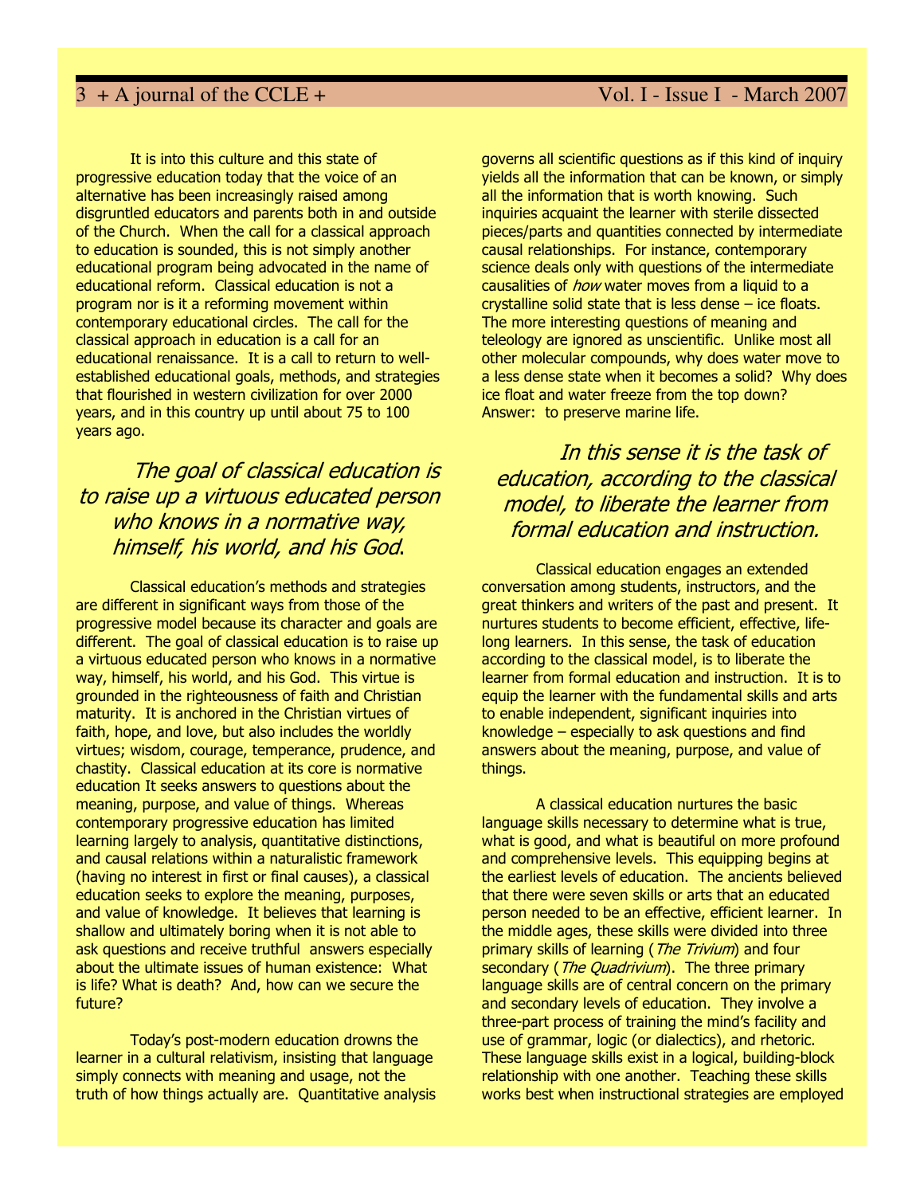It is into this culture and this state of progressive education today that the voice of an alternative has been increasingly raised among disgruntled educators and parents both in and outside of the Church. When the call for a classical approach to education is sounded, this is not simply another educational program being advocated in the name of educational reform. Classical education is not a program nor is it a reforming movement within contemporary educational circles. The call for the classical approach in education is a call for an educational renaissance. It is a call to return to well-established educational goals, methods, and strategies that flourished in western civilization for over 2000 years, and in this country up until about 75 to 100 years ago.

> *The goal of classical education is to raise up a virtuous educated person who knows in a normative way, himself, his world, and his God.*

Classical education's methods and strategies are different in significant ways from those of the progressive model because its character and goals are different. The goal of classical education is to raise up a virtuous educated person who knows in a normative way, himself, his world, and his God. This virtue is grounded in the righteousness of faith and Christian maturity. It is anchored in the Christian virtues of faith, hope, and love, but also includes the worldly virtues; wisdom, courage, temperance, prudence, and chastity. Classical education at its core is normative education It seeks answers to questions about the meaning, purpose, and value of things. Whereas contemporary progressive education has limited learning largely to analysis, quantitative distinctions, and causal relations within a naturalistic framework (having no interest in first or final causes), a classical education seeks to explore the meaning, purposes, and value of knowledge. It believes that learning is shallow and ultimately boring when it is not able to ask questions and receive truthful answers especially about the ultimate issues of human existence: What is life? What is death? And, how can we secure the future?

Today's post-modern education drowns the learner in a cultural relativism, insisting that language simply connects with meaning and usage, not the truth of how things actually are. Quantitative analysis governs all scientific questions as if this kind of inquiry yields all the information that can be known, or simply all the information that is worth knowing. Such inquiries acquaint the learner with sterile dissected pieces/parts and quantities connected by intermediate causal relationships. For instance, contemporary science deals only with questions of the intermediate causalities of *how* water moves from a liquid to a crystalline solid state that is less dense – ice floats. The more interesting questions of meaning and teleology are ignored as unscientific. Unlike most all other molecular compounds, why does water move to a less dense state when it becomes a solid? Why does ice float and water freeze from the top down? Answer: to preserve marine life.

> *In this sense it is the task of education, according to the classical model, to liberate the learner from formal education and instruction.*

Classical education engages an extended conversation among students, instructors, and the great thinkers and writers of the past and present. It nurtures students to become efficient, effective, life-long learners. In this sense, the task of education according to the classical model, is to liberate the learner from formal education and instruction. It is to equip the learner with the fundamental skills and arts to enable independent, significant inquiries into knowledge – especially to ask questions and find answers about the meaning, purpose, and value of things.

A classical education nurtures the basic language skills necessary to determine what is true, what is good, and what is beautiful on more profound and comprehensive levels. This equipping begins at the earliest levels of education. The ancients believed that there were seven skills or arts that an educated person needed to be an effective, efficient learner. In the middle ages, these skills were divided into three primary skills of learning (*The Trivium*) and four secondary (*The Quadrivium*). The three primary language skills are of central concern on the primary and secondary levels of education. They involve a three-part process of training the mind's facility and use of grammar, logic (or dialectics), and rhetoric. These language skills exist in a logical, building-block relationship with one another. Teaching these skills works best when instructional strategies are employed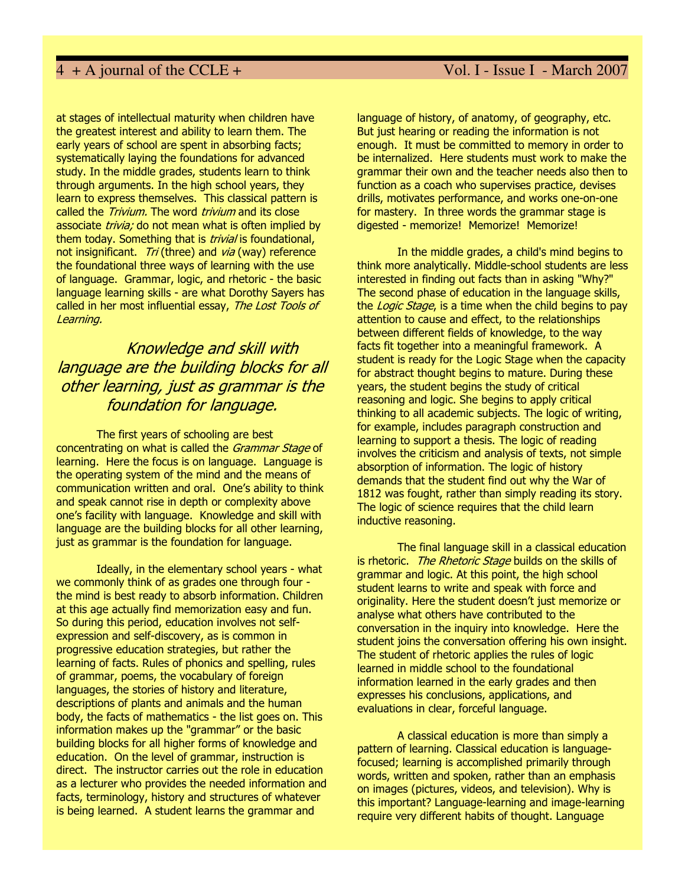at stages of intellectual maturity when children have the greatest interest and ability to learn them. The early years of school are spent in absorbing facts; systematically laying the foundations for advanced study. In the middle grades, students learn to think through arguments. In the high school years, they learn to express themselves. This classical pattern is called the *Trivium.* The word *trivium* and its close associate *trivia;* do not mean what is often implied by them today. Something that is *trivial* is foundational, not insignificant. *Tri* (three) and *via* (way) reference the foundational three ways of learning with the use of language. Grammar, logic, and rhetoric - the basic language learning skills - are what Dorothy Sayers has called in her most influential essay, *The Lost Tools of Learning.*

> *Knowledge and skill with language are the building blocks for all other learning, just as grammar is the foundation for language.*

The first years of schooling are best concentrating on what is called the *Grammar Stage* of learning. Here the focus is on language. Language is the operating system of the mind and the means of communication written and oral. One's ability to think and speak cannot rise in depth or complexity above one's facility with language. Knowledge and skill with language are the building blocks for all other learning, just as grammar is the foundation for language.

Ideally, in the elementary school years - what we commonly think of as grades one through four - the mind is best ready to absorb information. Children at this age actually find memorization easy and fun. So during this period, education involves not self-expression and self-discovery, as is common in progressive education strategies, but rather the learning of facts. Rules of phonics and spelling, rules of grammar, poems, the vocabulary of foreign languages, the stories of history and literature, descriptions of plants and animals and the human body, the facts of mathematics - the list goes on. This information makes up the "grammar" or the basic building blocks for all higher forms of knowledge and education. On the level of grammar, instruction is direct. The instructor carries out the role in education as a lecturer who provides the needed information and facts, terminology, history and structures of whatever is being learned. A student learns the grammar and language of history, of anatomy, of geography, etc. But just hearing or reading the information is not enough. It must be committed to memory in order to be internalized. Here students must work to make the grammar their own and the teacher needs also then to function as a coach who supervises practice, devises drills, motivates performance, and works one-on-one for mastery. In three words the grammar stage is digested - memorize! Memorize! Memorize!

In the middle grades, a child's mind begins to think more analytically. Middle-school students are less interested in finding out facts than in asking "Why?" The second phase of education in the language skills, the *Logic Stage*, is a time when the child begins to pay attention to cause and effect, to the relationships between different fields of knowledge, to the way facts fit together into a meaningful framework. A student is ready for the Logic Stage when the capacity for abstract thought begins to mature. During these years, the student begins the study of critical reasoning and logic. She begins to apply critical thinking to all academic subjects. The logic of writing, for example, includes paragraph construction and learning to support a thesis. The logic of reading involves the criticism and analysis of texts, not simple absorption of information. The logic of history demands that the student find out why the War of 1812 was fought, rather than simply reading its story. The logic of science requires that the child learn inductive reasoning.

The final language skill in a classical education is rhetoric. *The Rhetoric Stage* builds on the skills of grammar and logic. At this point, the high school student learns to write and speak with force and originality. Here the student doesn't just memorize or analyse what others have contributed to the conversation in the inquiry into knowledge. Here the student joins the conversation offering his own insight. The student of rhetoric applies the rules of logic learned in middle school to the foundational information learned in the early grades and then expresses his conclusions, applications, and evaluations in clear, forceful language.

A classical education is more than simply a pattern of learning. Classical education is language-focused; learning is accomplished primarily through words, written and spoken, rather than an emphasis on images (pictures, videos, and television). Why is this important? Language-learning and image-learning require very different habits of thought. Language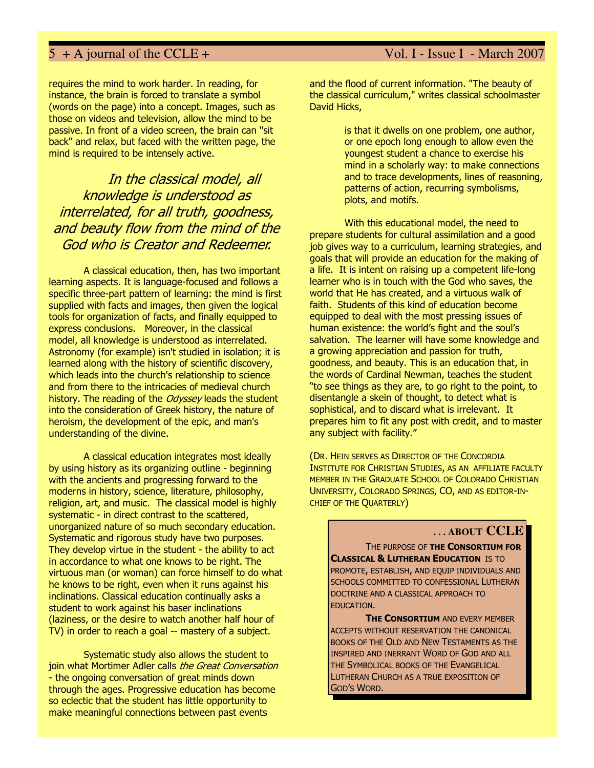requires the mind to work harder. In reading, for instance, the brain is forced to translate a symbol (words on the page) into a concept. Images, such as those on videos and television, allow the mind to be passive. In front of a video screen, the brain can "sit back" and relax, but faced with the written page, the mind is required to be intensely active.

> *In the classical model, all knowledge is understood as interrelated, for all truth, goodness, and beauty flow from the mind of the God who is Creator and Redeemer.*

A classical education, then, has two important learning aspects. It is language-focused and follows a specific three-part pattern of learning: the mind is first supplied with facts and images, then given the logical tools for organization of facts, and finally equipped to express conclusions. Moreover, in the classical model, all knowledge is understood as interrelated. Astronomy (for example) isn't studied in isolation; it is learned along with the history of scientific discovery, which leads into the church's relationship to science and from there to the intricacies of medieval church history. The reading of the *Odyssey* leads the student into the consideration of Greek history, the nature of heroism, the development of the epic, and man's understanding of the divine.

A classical education integrates most ideally by using history as its organizing outline - beginning with the ancients and progressing forward to the moderns in history, science, literature, philosophy, religion, art, and music. The classical model is highly systematic - in direct contrast to the scattered, unorganized nature of so much secondary education. Systematic and rigorous study have two purposes. They develop virtue in the student - the ability to act in accordance to what one knows to be right. The virtuous man (or woman) can force himself to do what he knows to be right, even when it runs against his inclinations. Classical education continually asks a student to work against his baser inclinations (laziness, or the desire to watch another half hour of TV) in order to reach a goal -- mastery of a subject.

Systematic study also allows the student to join what Mortimer Adler calls *the Great Conversation* - the ongoing conversation of great minds down through the ages. Progressive education has become so eclectic that the student has little opportunity to make meaningful connections between past events and the flood of current information. "The beauty of the classical curriculum," writes classical schoolmaster David Hicks,

> is that it dwells on one problem, one author, or one epoch long enough to allow even the youngest student a chance to exercise his mind in a scholarly way: to make connections and to trace developments, lines of reasoning, patterns of action, recurring symbolisms, plots, and motifs.

With this educational model, the need to prepare students for cultural assimilation and a good job gives way to a curriculum, learning strategies, and goals that will provide an education for the making of a life. It is intent on raising up a competent life-long learner who is in touch with the God who saves, the world that He has created, and a virtuous walk of faith. Students of this kind of education become equipped to deal with the most pressing issues of human existence: the world's fight and the soul's salvation. The learner will have some knowledge and a growing appreciation and passion for truth, goodness, and beauty. This is an education that, in the words of Cardinal Newman, teaches the student "to see things as they are, to go right to the point, to disentangle a skein of thought, to detect what is sophistical, and to discard what is irrelevant. It prepares him to fit any post with credit, and to master any subject with facility."

(Dr. Hein serves as Director of the Concordia Institute for Christian Studies, as an affiliate faculty member in the Graduate School of Colorado Christian University, Colorado Springs, CO, and as editor-in-chief of the Quarterly)

## . . . About CCLE

The purpose of **the Consortium for Classical & Lutheran Education** is to promote, establish, and equip individuals and schools committed to confessional Lutheran doctrine and a classical approach to education.

**The Consortium** and every member accepts without reservation the canonical books of the Old and New Testaments as the inspired and inerrant Word of God and all the Symbolical books of the Evangelical Lutheran Church as a true exposition of God's Word.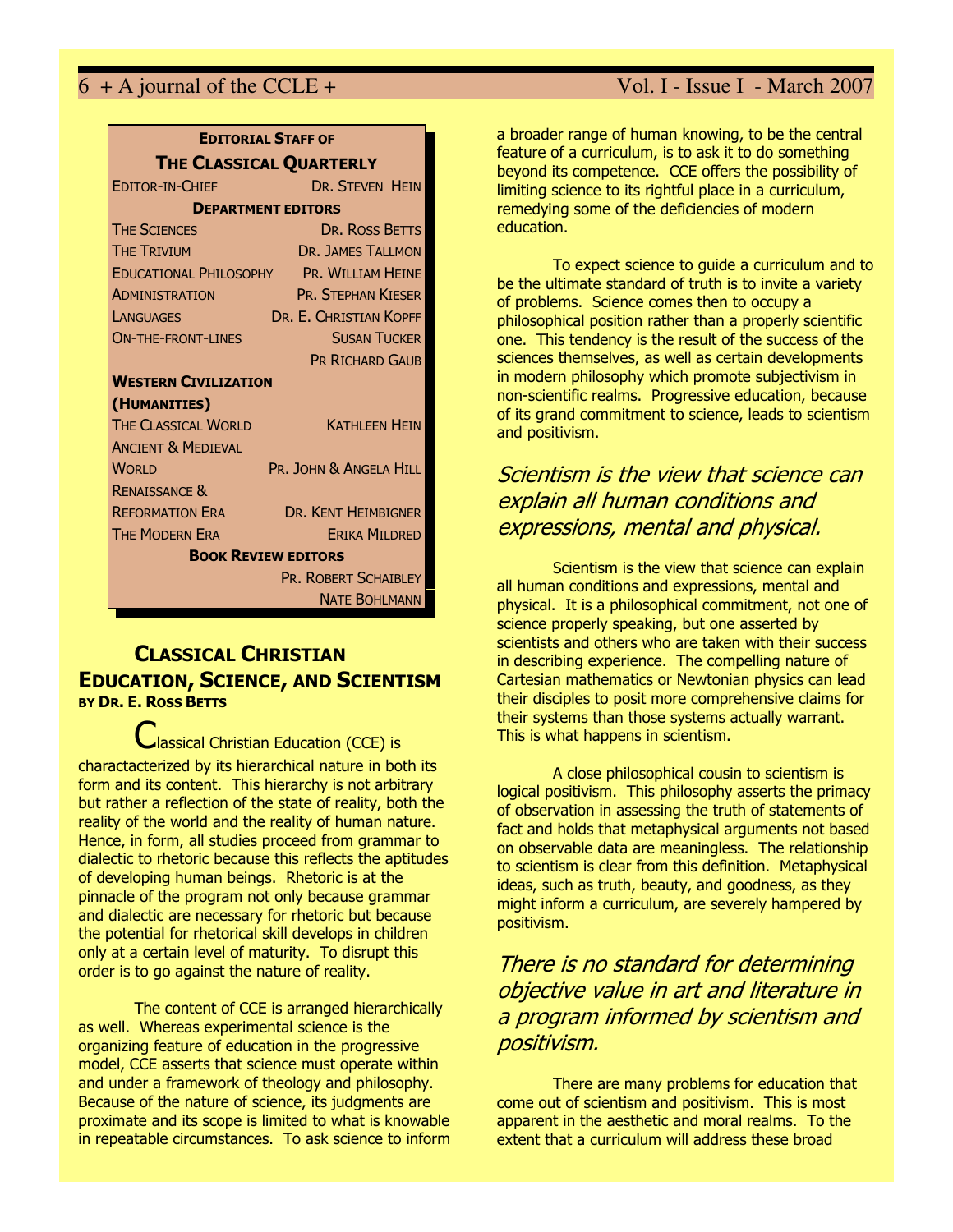**EDITORIAL STAFF OF**

**THE CLASSICAL QUARTERLY**

| | |
|---|---|
| EDITOR-IN-CHIEF | DR. STEVEN HEIN |
| **DEPARTMENT EDITORS** | |
| THE SCIENCES | DR. ROSS BETTS |
| THE TRIVIUM | DR. JAMES TALLMON |
| EDUCATIONAL PHILOSOPHY | PR. WILLIAM HEINE |
| ADMINISTRATION | PR. STEPHAN KIESER |
| LANGUAGES | DR. E. CHRISTIAN KOPFF |
| ON-THE-FRONT-LINES | SUSAN TUCKER |
| | PR RICHARD GAUB |
| **WESTERN CIVILIZATION (HUMANITIES)** | |
| THE CLASSICAL WORLD | KATHLEEN HEIN |
| ANCIENT & MEDIEVAL WORLD | PR. JOHN & ANGELA HILL |
| RENAISSANCE & REFORMATION ERA | DR. KENT HEIMBIGNER |
| THE MODERN ERA | ERIKA MILDRED |
| **BOOK REVIEW EDITORS** | |
| | PR. ROBERT SCHAIBLEY |
| | NATE BOHLMANN |

## CLASSICAL CHRISTIAN EDUCATION, SCIENCE, AND SCIENTISM

**BY DR. E. ROSS BETTS**

Classical Christian Education (CCE) is charactacterized by its hierarchical nature in both its form and its content. This hierarchy is not arbitrary but rather a reflection of the state of reality, both the reality of the world and the reality of human nature. Hence, in form, all studies proceed from grammar to dialectic to rhetoric because this reflects the aptitudes of developing human beings. Rhetoric is at the pinnacle of the program not only because grammar and dialectic are necessary for rhetoric but because the potential for rhetorical skill develops in children only at a certain level of maturity. To disrupt this order is to go against the nature of reality.

The content of CCE is arranged hierarchically as well. Whereas experimental science is the organizing feature of education in the progressive model, CCE asserts that science must operate within and under a framework of theology and philosophy. Because of the nature of science, its judgments are proximate and its scope is limited to what is knowable in repeatable circumstances. To ask science to inform a broader range of human knowing, to be the central feature of a curriculum, is to ask it to do something beyond its competence. CCE offers the possibility of limiting science to its rightful place in a curriculum, remedying some of the deficiencies of modern education.

To expect science to guide a curriculum and to be the ultimate standard of truth is to invite a variety of problems. Science comes then to occupy a philosophical position rather than a properly scientific one. This tendency is the result of the success of the sciences themselves, as well as certain developments in modern philosophy which promote subjectivism in non-scientific realms. Progressive education, because of its grand commitment to science, leads to scientism and positivism.

*Scientism is the view that science can explain all human conditions and expressions, mental and physical.*

Scientism is the view that science can explain all human conditions and expressions, mental and physical. It is a philosophical commitment, not one of science properly speaking, but one asserted by scientists and others who are taken with their success in describing experience. The compelling nature of Cartesian mathematics or Newtonian physics can lead their disciples to posit more comprehensive claims for their systems than those systems actually warrant. This is what happens in scientism.

A close philosophical cousin to scientism is logical positivism. This philosophy asserts the primacy of observation in assessing the truth of statements of fact and holds that metaphysical arguments not based on observable data are meaningless. The relationship to scientism is clear from this definition. Metaphysical ideas, such as truth, beauty, and goodness, as they might inform a curriculum, are severely hampered by positivism.

*There is no standard for determining objective value in art and literature in a program informed by scientism and positivism.*

There are many problems for education that come out of scientism and positivism. This is most apparent in the aesthetic and moral realms. To the extent that a curriculum will address these broad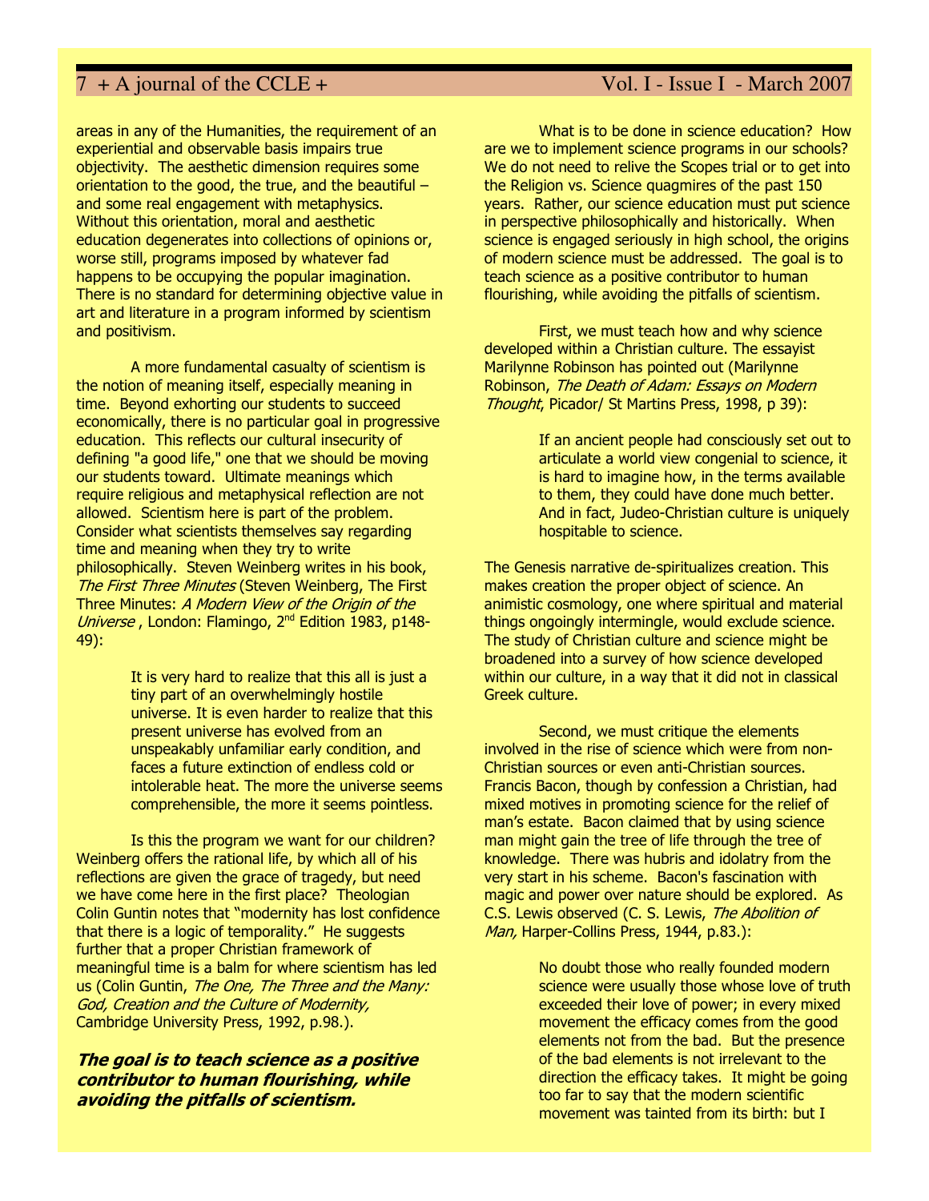areas in any of the Humanities, the requirement of an experiential and observable basis impairs true objectivity. The aesthetic dimension requires some orientation to the good, the true, and the beautiful – and some real engagement with metaphysics. Without this orientation, moral and aesthetic education degenerates into collections of opinions or, worse still, programs imposed by whatever fad happens to be occupying the popular imagination. There is no standard for determining objective value in art and literature in a program informed by scientism and positivism.

A more fundamental casualty of scientism is the notion of meaning itself, especially meaning in time. Beyond exhorting our students to succeed economically, there is no particular goal in progressive education. This reflects our cultural insecurity of defining "a good life," one that we should be moving our students toward. Ultimate meanings which require religious and metaphysical reflection are not allowed. Scientism here is part of the problem. Consider what scientists themselves say regarding time and meaning when they try to write philosophically. Steven Weinberg writes in his book, *The First Three Minutes* (Steven Weinberg, The First Three Minutes: *A Modern View of the Origin of the Universe* , London: Flamingo, 2nd Edition 1983, p148-49):

> It is very hard to realize that this all is just a tiny part of an overwhelmingly hostile universe. It is even harder to realize that this present universe has evolved from an unspeakably unfamiliar early condition, and faces a future extinction of endless cold or intolerable heat. The more the universe seems comprehensible, the more it seems pointless.

Is this the program we want for our children? Weinberg offers the rational life, by which all of his reflections are given the grace of tragedy, but need we have come here in the first place? Theologian Colin Guntin notes that "modernity has lost confidence that there is a logic of temporality." He suggests further that a proper Christian framework of meaningful time is a balm for where scientism has led us (Colin Guntin, *The One, The Three and the Many: God, Creation and the Culture of Modernity,* Cambridge University Press, 1992, p.98.).

***The goal is to teach science as a positive contributor to human flourishing, while avoiding the pitfalls of scientism.***

What is to be done in science education? How are we to implement science programs in our schools? We do not need to relive the Scopes trial or to get into the Religion vs. Science quagmires of the past 150 years. Rather, our science education must put science in perspective philosophically and historically. When science is engaged seriously in high school, the origins of modern science must be addressed. The goal is to teach science as a positive contributor to human flourishing, while avoiding the pitfalls of scientism.

First, we must teach how and why science developed within a Christian culture. The essayist Marilynne Robinson has pointed out (Marilynne Robinson, *The Death of Adam: Essays on Modern Thought*, Picador/ St Martins Press, 1998, p 39):

> If an ancient people had consciously set out to articulate a world view congenial to science, it is hard to imagine how, in the terms available to them, they could have done much better. And in fact, Judeo-Christian culture is uniquely hospitable to science.

The Genesis narrative de-spiritualizes creation. This makes creation the proper object of science. An animistic cosmology, one where spiritual and material things ongoingly intermingle, would exclude science. The study of Christian culture and science might be broadened into a survey of how science developed within our culture, in a way that it did not in classical Greek culture.

Second, we must critique the elements involved in the rise of science which were from non-Christian sources or even anti-Christian sources. Francis Bacon, though by confession a Christian, had mixed motives in promoting science for the relief of man's estate. Bacon claimed that by using science man might gain the tree of life through the tree of knowledge. There was hubris and idolatry from the very start in his scheme. Bacon's fascination with magic and power over nature should be explored. As C.S. Lewis observed (C. S. Lewis, *The Abolition of Man,* Harper-Collins Press, 1944, p.83.):

> No doubt those who really founded modern science were usually those whose love of truth exceeded their love of power; in every mixed movement the efficacy comes from the good elements not from the bad. But the presence of the bad elements is not irrelevant to the direction the efficacy takes. It might be going too far to say that the modern scientific movement was tainted from its birth: but I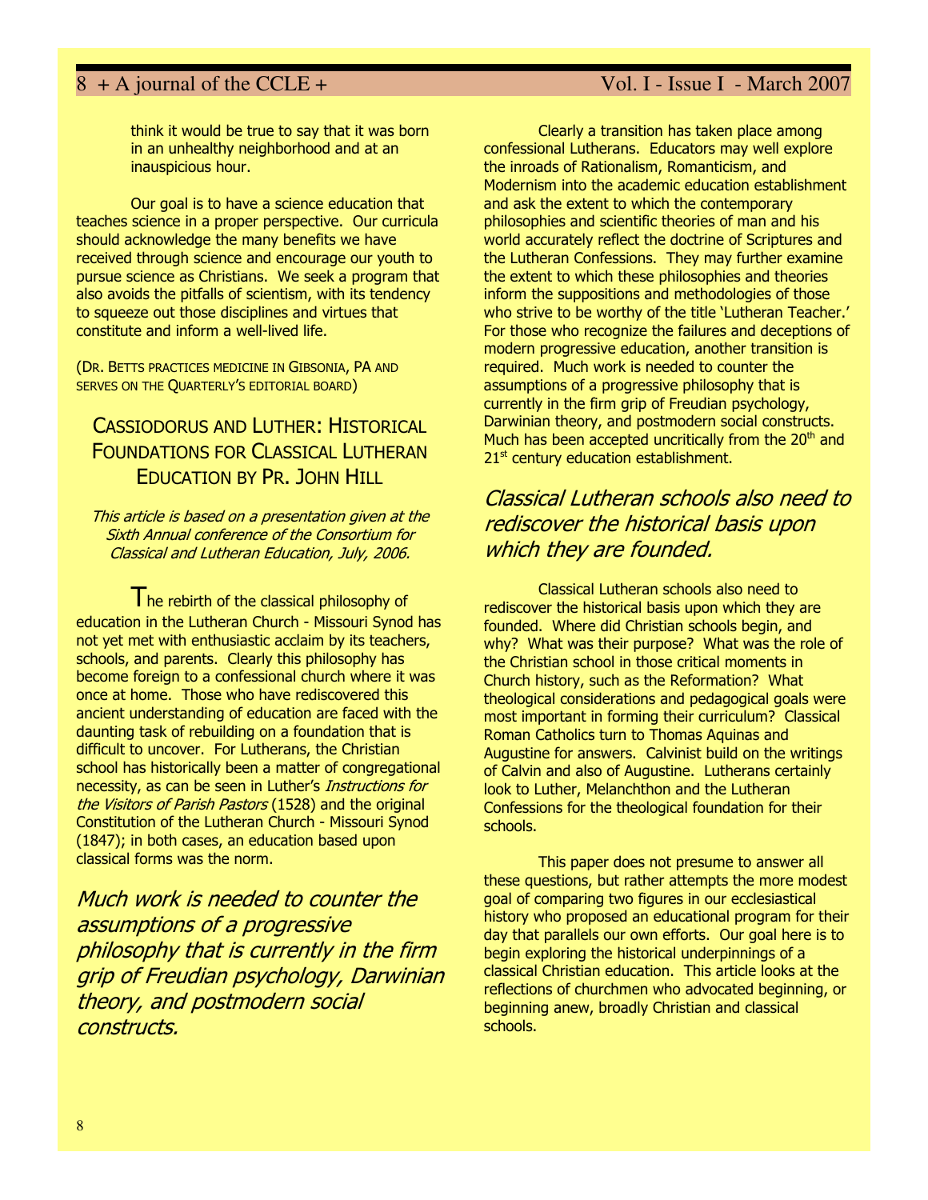think it would be true to say that it was born in an unhealthy neighborhood and at an inauspicious hour.

Our goal is to have a science education that teaches science in a proper perspective. Our curricula should acknowledge the many benefits we have received through science and encourage our youth to pursue science as Christians. We seek a program that also avoids the pitfalls of scientism, with its tendency to squeeze out those disciplines and virtues that constitute and inform a well-lived life.

(Dr. Betts practices medicine in Gibsonia, PA and serves on the Quarterly's editorial board)

## Cassiodorus and Luther: Historical Foundations for Classical Lutheran Education by Pr. John Hill

*This article is based on a presentation given at the Sixth Annual conference of the Consortium for Classical and Lutheran Education, July, 2006.*

The rebirth of the classical philosophy of education in the Lutheran Church - Missouri Synod has not yet met with enthusiastic acclaim by its teachers, schools, and parents. Clearly this philosophy has become foreign to a confessional church where it was once at home. Those who have rediscovered this ancient understanding of education are faced with the daunting task of rebuilding on a foundation that is difficult to uncover. For Lutherans, the Christian school has historically been a matter of congregational necessity, as can be seen in Luther's *Instructions for the Visitors of Parish Pastors* (1528) and the original Constitution of the Lutheran Church - Missouri Synod (1847); in both cases, an education based upon classical forms was the norm.

*Much work is needed to counter the assumptions of a progressive philosophy that is currently in the firm grip of Freudian psychology, Darwinian theory, and postmodern social constructs.*

Clearly a transition has taken place among confessional Lutherans. Educators may well explore the inroads of Rationalism, Romanticism, and Modernism into the academic education establishment and ask the extent to which the contemporary philosophies and scientific theories of man and his world accurately reflect the doctrine of Scriptures and the Lutheran Confessions. They may further examine the extent to which these philosophies and theories inform the suppositions and methodologies of those who strive to be worthy of the title 'Lutheran Teacher.' For those who recognize the failures and deceptions of modern progressive education, another transition is required. Much work is needed to counter the assumptions of a progressive philosophy that is currently in the firm grip of Freudian psychology, Darwinian theory, and postmodern social constructs. Much has been accepted uncritically from the 20th and 21st century education establishment.

*Classical Lutheran schools also need to rediscover the historical basis upon which they are founded.*

Classical Lutheran schools also need to rediscover the historical basis upon which they are founded. Where did Christian schools begin, and why? What was their purpose? What was the role of the Christian school in those critical moments in Church history, such as the Reformation? What theological considerations and pedagogical goals were most important in forming their curriculum? Classical Roman Catholics turn to Thomas Aquinas and Augustine for answers. Calvinist build on the writings of Calvin and also of Augustine. Lutherans certainly look to Luther, Melanchthon and the Lutheran Confessions for the theological foundation for their schools.

This paper does not presume to answer all these questions, but rather attempts the more modest goal of comparing two figures in our ecclesiastical history who proposed an educational program for their day that parallels our own efforts. Our goal here is to begin exploring the historical underpinnings of a classical Christian education. This article looks at the reflections of churchmen who advocated beginning, or beginning anew, broadly Christian and classical schools.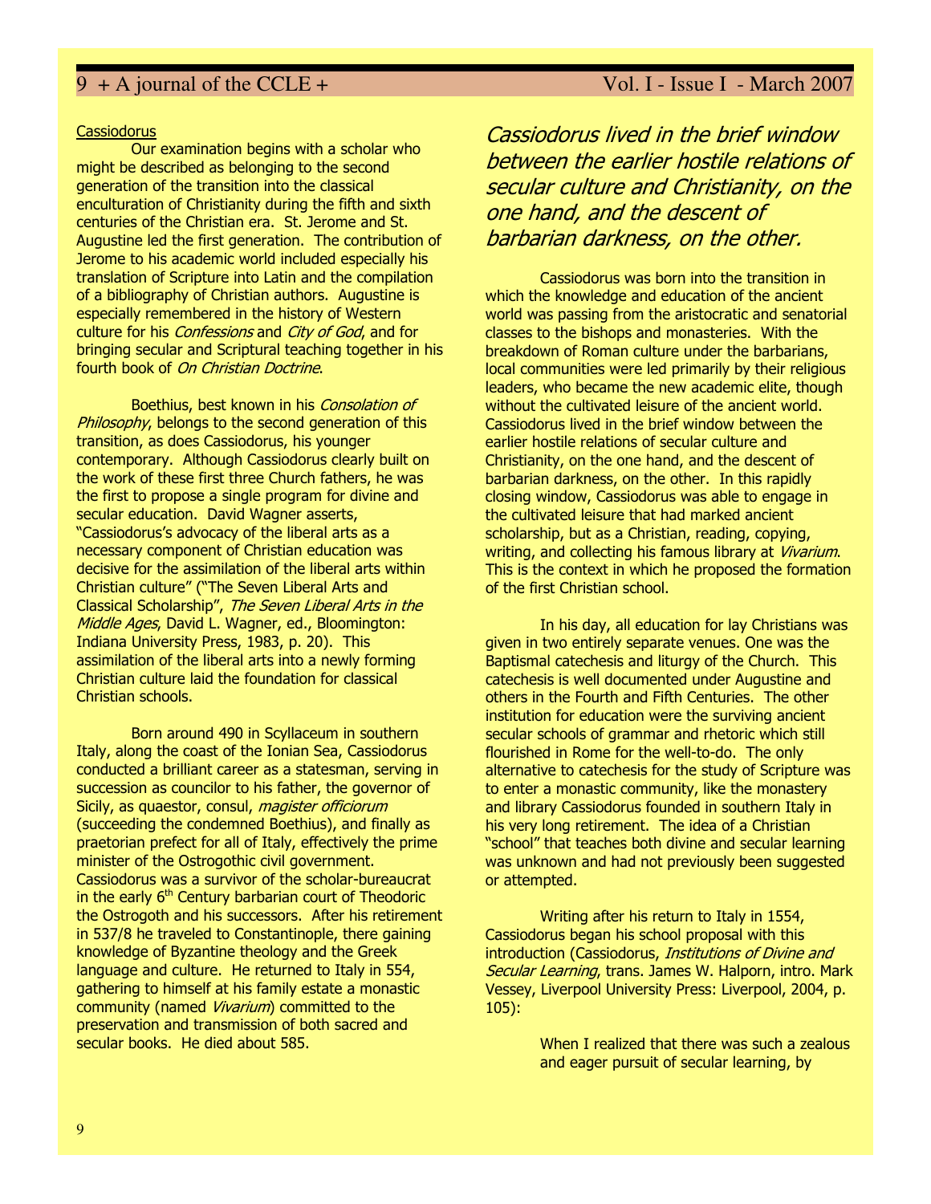Cassiodorus

Our examination begins with a scholar who might be described as belonging to the second generation of the transition into the classical enculturation of Christianity during the fifth and sixth centuries of the Christian era. St. Jerome and St. Augustine led the first generation. The contribution of Jerome to his academic world included especially his translation of Scripture into Latin and the compilation of a bibliography of Christian authors. Augustine is especially remembered in the history of Western culture for his *Confessions* and *City of God*, and for bringing secular and Scriptural teaching together in his fourth book of *On Christian Doctrine*.

Boethius, best known in his *Consolation of Philosophy*, belongs to the second generation of this transition, as does Cassiodorus, his younger contemporary. Although Cassiodorus clearly built on the work of these first three Church fathers, he was the first to propose a single program for divine and secular education. David Wagner asserts, "Cassiodorus's advocacy of the liberal arts as a necessary component of Christian education was decisive for the assimilation of the liberal arts within Christian culture" ("The Seven Liberal Arts and Classical Scholarship", *The Seven Liberal Arts in the Middle Ages*, David L. Wagner, ed., Bloomington: Indiana University Press, 1983, p. 20). This assimilation of the liberal arts into a newly forming Christian culture laid the foundation for classical Christian schools.

Born around 490 in Scyllaceum in southern Italy, along the coast of the Ionian Sea, Cassiodorus conducted a brilliant career as a statesman, serving in succession as councilor to his father, the governor of Sicily, as quaestor, consul, *magister officiorum* (succeeding the condemned Boethius), and finally as praetorian prefect for all of Italy, effectively the prime minister of the Ostrogothic civil government. Cassiodorus was a survivor of the scholar-bureaucrat in the early 6th Century barbarian court of Theodoric the Ostrogoth and his successors. After his retirement in 537/8 he traveled to Constantinople, there gaining knowledge of Byzantine theology and the Greek language and culture. He returned to Italy in 554, gathering to himself at his family estate a monastic community (named *Vivarium*) committed to the preservation and transmission of both sacred and secular books. He died about 585.

*Cassiodorus lived in the brief window between the earlier hostile relations of secular culture and Christianity, on the one hand, and the descent of barbarian darkness, on the other.*

Cassiodorus was born into the transition in which the knowledge and education of the ancient world was passing from the aristocratic and senatorial classes to the bishops and monasteries. With the breakdown of Roman culture under the barbarians, local communities were led primarily by their religious leaders, who became the new academic elite, though without the cultivated leisure of the ancient world. Cassiodorus lived in the brief window between the earlier hostile relations of secular culture and Christianity, on the one hand, and the descent of barbarian darkness, on the other. In this rapidly closing window, Cassiodorus was able to engage in the cultivated leisure that had marked ancient scholarship, but as a Christian, reading, copying, writing, and collecting his famous library at *Vivarium*. This is the context in which he proposed the formation of the first Christian school.

In his day, all education for lay Christians was given in two entirely separate venues. One was the Baptismal catechesis and liturgy of the Church. This catechesis is well documented under Augustine and others in the Fourth and Fifth Centuries. The other institution for education were the surviving ancient secular schools of grammar and rhetoric which still flourished in Rome for the well-to-do. The only alternative to catechesis for the study of Scripture was to enter a monastic community, like the monastery and library Cassiodorus founded in southern Italy in his very long retirement. The idea of a Christian "school" that teaches both divine and secular learning was unknown and had not previously been suggested or attempted.

Writing after his return to Italy in 1554, Cassiodorus began his school proposal with this introduction (Cassiodorus, *Institutions of Divine and Secular Learning*, trans. James W. Halporn, intro. Mark Vessey, Liverpool University Press: Liverpool, 2004, p. 105):

> When I realized that there was such a zealous and eager pursuit of secular learning, by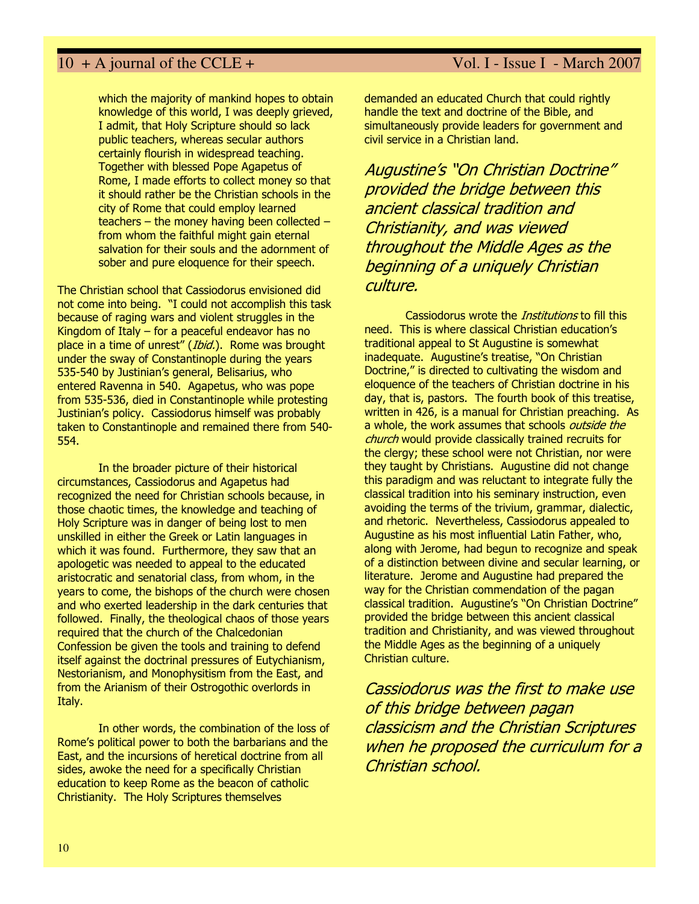> which the majority of mankind hopes to obtain knowledge of this world, I was deeply grieved, I admit, that Holy Scripture should so lack public teachers, whereas secular authors certainly flourish in widespread teaching. Together with blessed Pope Agapetus of Rome, I made efforts to collect money so that it should rather be the Christian schools in the city of Rome that could employ learned teachers – the money having been collected – from whom the faithful might gain eternal salvation for their souls and the adornment of sober and pure eloquence for their speech.

The Christian school that Cassiodorus envisioned did not come into being. "I could not accomplish this task because of raging wars and violent struggles in the Kingdom of Italy – for a peaceful endeavor has no place in a time of unrest" (*Ibid.*). Rome was brought under the sway of Constantinople during the years 535-540 by Justinian's general, Belisarius, who entered Ravenna in 540. Agapetus, who was pope from 535-536, died in Constantinople while protesting Justinian's policy. Cassiodorus himself was probably taken to Constantinople and remained there from 540-554.

In the broader picture of their historical circumstances, Cassiodorus and Agapetus had recognized the need for Christian schools because, in those chaotic times, the knowledge and teaching of Holy Scripture was in danger of being lost to men unskilled in either the Greek or Latin languages in which it was found. Furthermore, they saw that an apologetic was needed to appeal to the educated aristocratic and senatorial class, from whom, in the years to come, the bishops of the church were chosen and who exerted leadership in the dark centuries that followed. Finally, the theological chaos of those years required that the church of the Chalcedonian Confession be given the tools and training to defend itself against the doctrinal pressures of Eutychianism, Nestorianism, and Monophysitism from the East, and from the Arianism of their Ostrogothic overlords in Italy.

In other words, the combination of the loss of Rome's political power to both the barbarians and the East, and the incursions of heretical doctrine from all sides, awoke the need for a specifically Christian education to keep Rome as the beacon of catholic Christianity. The Holy Scriptures themselves demanded an educated Church that could rightly handle the text and doctrine of the Bible, and simultaneously provide leaders for government and civil service in a Christian land.

*Augustine's "On Christian Doctrine" provided the bridge between this ancient classical tradition and Christianity, and was viewed throughout the Middle Ages as the beginning of a uniquely Christian culture.*

Cassiodorus wrote the *Institutions* to fill this need. This is where classical Christian education's traditional appeal to St Augustine is somewhat inadequate. Augustine's treatise, "On Christian Doctrine," is directed to cultivating the wisdom and eloquence of the teachers of Christian doctrine in his day, that is, pastors. The fourth book of this treatise, written in 426, is a manual for Christian preaching. As a whole, the work assumes that schools *outside the church* would provide classically trained recruits for the clergy; these school were not Christian, nor were they taught by Christians. Augustine did not change this paradigm and was reluctant to integrate fully the classical tradition into his seminary instruction, even avoiding the terms of the trivium, grammar, dialectic, and rhetoric. Nevertheless, Cassiodorus appealed to Augustine as his most influential Latin Father, who, along with Jerome, had begun to recognize and speak of a distinction between divine and secular learning, or literature. Jerome and Augustine had prepared the way for the Christian commendation of the pagan classical tradition. Augustine's "On Christian Doctrine" provided the bridge between this ancient classical tradition and Christianity, and was viewed throughout the Middle Ages as the beginning of a uniquely Christian culture.

*Cassiodorus was the first to make use of this bridge between pagan classicism and the Christian Scriptures when he proposed the curriculum for a Christian school.*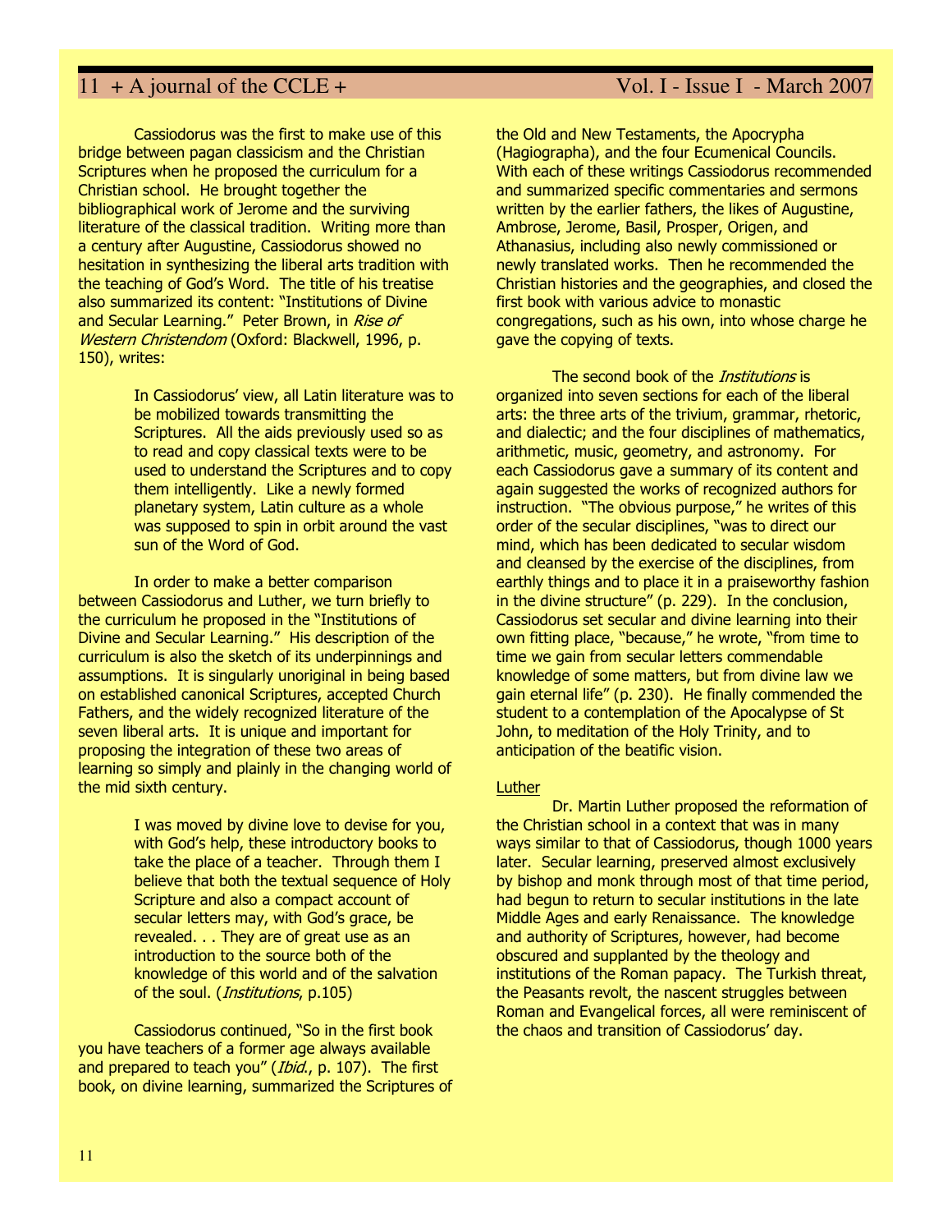Cassiodorus was the first to make use of this bridge between pagan classicism and the Christian Scriptures when he proposed the curriculum for a Christian school. He brought together the bibliographical work of Jerome and the surviving literature of the classical tradition. Writing more than a century after Augustine, Cassiodorus showed no hesitation in synthesizing the liberal arts tradition with the teaching of God's Word. The title of his treatise also summarized its content: "Institutions of Divine and Secular Learning." Peter Brown, in *Rise of Western Christendom* (Oxford: Blackwell, 1996, p. 150), writes:

> In Cassiodorus' view, all Latin literature was to be mobilized towards transmitting the Scriptures. All the aids previously used so as to read and copy classical texts were to be used to understand the Scriptures and to copy them intelligently. Like a newly formed planetary system, Latin culture as a whole was supposed to spin in orbit around the vast sun of the Word of God.

In order to make a better comparison between Cassiodorus and Luther, we turn briefly to the curriculum he proposed in the "Institutions of Divine and Secular Learning." His description of the curriculum is also the sketch of its underpinnings and assumptions. It is singularly unoriginal in being based on established canonical Scriptures, accepted Church Fathers, and the widely recognized literature of the seven liberal arts. It is unique and important for proposing the integration of these two areas of learning so simply and plainly in the changing world of the mid sixth century.

> I was moved by divine love to devise for you, with God's help, these introductory books to take the place of a teacher. Through them I believe that both the textual sequence of Holy Scripture and also a compact account of secular letters may, with God's grace, be revealed. . . They are of great use as an introduction to the source both of the knowledge of this world and of the salvation of the soul. (*Institutions*, p.105)

Cassiodorus continued, "So in the first book you have teachers of a former age always available and prepared to teach you" (*Ibid.*, p. 107). The first book, on divine learning, summarized the Scriptures of the Old and New Testaments, the Apocrypha (Hagiographa), and the four Ecumenical Councils. With each of these writings Cassiodorus recommended and summarized specific commentaries and sermons written by the earlier fathers, the likes of Augustine, Ambrose, Jerome, Basil, Prosper, Origen, and Athanasius, including also newly commissioned or newly translated works. Then he recommended the Christian histories and the geographies, and closed the first book with various advice to monastic congregations, such as his own, into whose charge he gave the copying of texts.

The second book of the *Institutions* is organized into seven sections for each of the liberal arts: the three arts of the trivium, grammar, rhetoric, and dialectic; and the four disciplines of mathematics, arithmetic, music, geometry, and astronomy. For each Cassiodorus gave a summary of its content and again suggested the works of recognized authors for instruction. "The obvious purpose," he writes of this order of the secular disciplines, "was to direct our mind, which has been dedicated to secular wisdom and cleansed by the exercise of the disciplines, from earthly things and to place it in a praiseworthy fashion in the divine structure" (p. 229). In the conclusion, Cassiodorus set secular and divine learning into their own fitting place, "because," he wrote, "from time to time we gain from secular letters commendable knowledge of some matters, but from divine law we gain eternal life" (p. 230). He finally commended the student to a contemplation of the Apocalypse of St John, to meditation of the Holy Trinity, and to anticipation of the beatific vision.

## Luther

Dr. Martin Luther proposed the reformation of the Christian school in a context that was in many ways similar to that of Cassiodorus, though 1000 years later. Secular learning, preserved almost exclusively by bishop and monk through most of that time period, had begun to return to secular institutions in the late Middle Ages and early Renaissance. The knowledge and authority of Scriptures, however, had become obscured and supplanted by the theology and institutions of the Roman papacy. The Turkish threat, the Peasants revolt, the nascent struggles between Roman and Evangelical forces, all were reminiscent of the chaos and transition of Cassiodorus' day.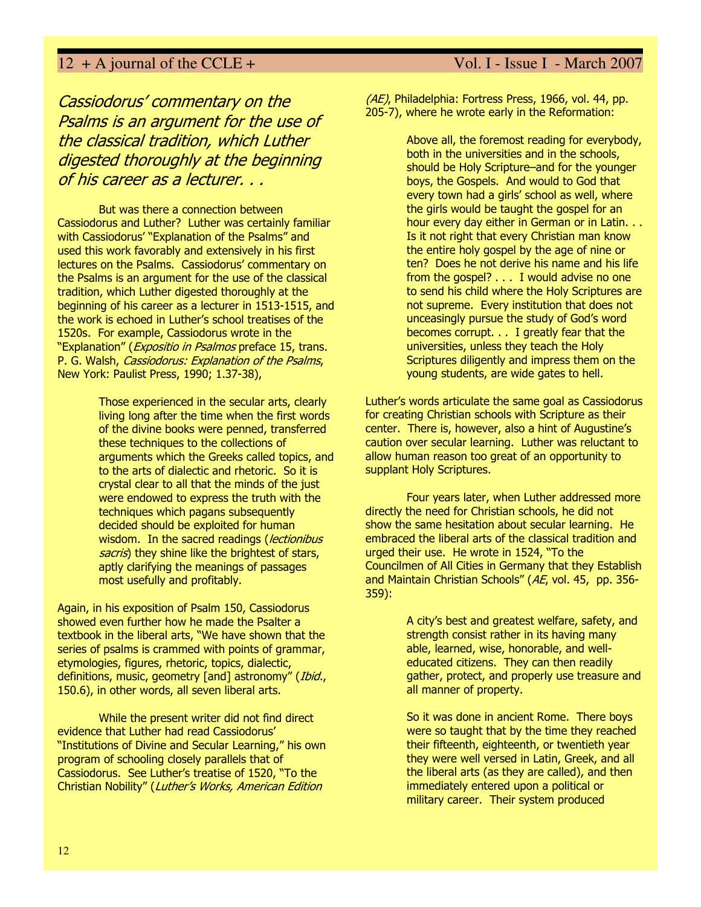*Cassiodorus' commentary on the Psalms is an argument for the use of the classical tradition, which Luther digested thoroughly at the beginning of his career as a lecturer. . .*

But was there a connection between Cassiodorus and Luther? Luther was certainly familiar with Cassiodorus' "Explanation of the Psalms" and used this work favorably and extensively in his first lectures on the Psalms. Cassiodorus' commentary on the Psalms is an argument for the use of the classical tradition, which Luther digested thoroughly at the beginning of his career as a lecturer in 1513-1515, and the work is echoed in Luther's school treatises of the 1520s. For example, Cassiodorus wrote in the "Explanation" (*Expositio in Psalmos* preface 15, trans. P. G. Walsh, *Cassiodorus: Explanation of the Psalms*, New York: Paulist Press, 1990; 1.37-38),

> Those experienced in the secular arts, clearly living long after the time when the first words of the divine books were penned, transferred these techniques to the collections of arguments which the Greeks called topics, and to the arts of dialectic and rhetoric. So it is crystal clear to all that the minds of the just were endowed to express the truth with the techniques which pagans subsequently decided should be exploited for human wisdom. In the sacred readings (*lectionibus sacris*) they shine like the brightest of stars, aptly clarifying the meanings of passages most usefully and profitably.

Again, in his exposition of Psalm 150, Cassiodorus showed even further how he made the Psalter a textbook in the liberal arts, "We have shown that the series of psalms is crammed with points of grammar, etymologies, figures, rhetoric, topics, dialectic, definitions, music, geometry [and] astronomy" (*Ibid.*, 150.6), in other words, all seven liberal arts.

While the present writer did not find direct evidence that Luther had read Cassiodorus' "Institutions of Divine and Secular Learning," his own program of schooling closely parallels that of Cassiodorus. See Luther's treatise of 1520, "To the Christian Nobility" (*Luther's Works, American Edition (AE)*, Philadelphia: Fortress Press, 1966, vol. 44, pp. 205-7), where he wrote early in the Reformation:

> Above all, the foremost reading for everybody, both in the universities and in the schools, should be Holy Scripture–and for the younger boys, the Gospels. And would to God that every town had a girls' school as well, where the girls would be taught the gospel for an hour every day either in German or in Latin. . . Is it not right that every Christian man know the entire holy gospel by the age of nine or ten? Does he not derive his name and his life from the gospel? . . . I would advise no one to send his child where the Holy Scriptures are not supreme. Every institution that does not unceasingly pursue the study of God's word becomes corrupt. . . I greatly fear that the universities, unless they teach the Holy Scriptures diligently and impress them on the young students, are wide gates to hell.

Luther's words articulate the same goal as Cassiodorus for creating Christian schools with Scripture as their center. There is, however, also a hint of Augustine's caution over secular learning. Luther was reluctant to allow human reason too great of an opportunity to supplant Holy Scriptures.

Four years later, when Luther addressed more directly the need for Christian schools, he did not show the same hesitation about secular learning. He embraced the liberal arts of the classical tradition and urged their use. He wrote in 1524, "To the Councilmen of All Cities in Germany that they Establish and Maintain Christian Schools" (*AE*, vol. 45, pp. 356-359):

> A city's best and greatest welfare, safety, and strength consist rather in its having many able, learned, wise, honorable, and well-educated citizens. They can then readily gather, protect, and properly use treasure and all manner of property.
>
> So it was done in ancient Rome. There boys were so taught that by the time they reached their fifteenth, eighteenth, or twentieth year they were well versed in Latin, Greek, and all the liberal arts (as they are called), and then immediately entered upon a political or military career. Their system produced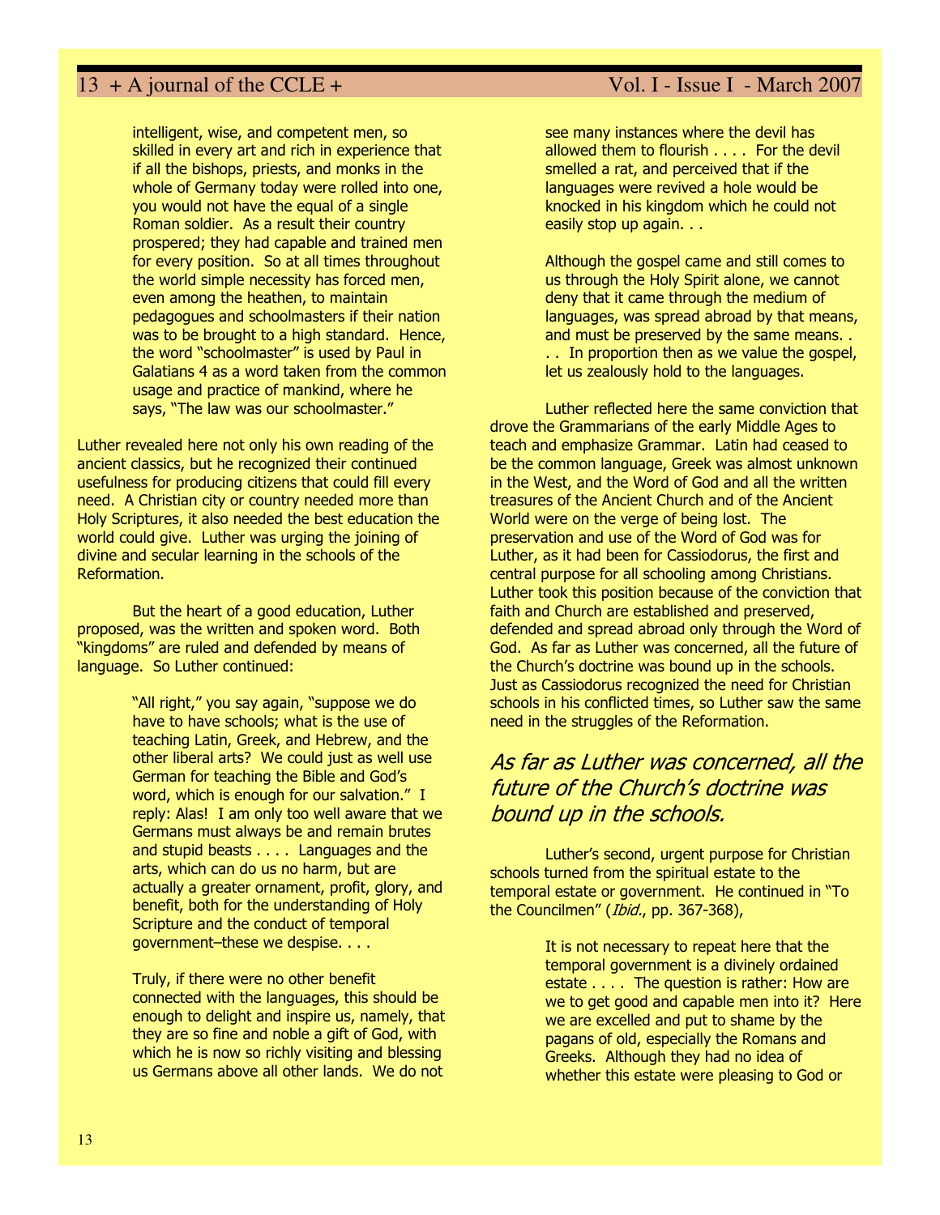> intelligent, wise, and competent men, so skilled in every art and rich in experience that if all the bishops, priests, and monks in the whole of Germany today were rolled into one, you would not have the equal of a single Roman soldier. As a result their country prospered; they had capable and trained men for every position. So at all times throughout the world simple necessity has forced men, even among the heathen, to maintain pedagogues and schoolmasters if their nation was to be brought to a high standard. Hence, the word "schoolmaster" is used by Paul in Galatians 4 as a word taken from the common usage and practice of mankind, where he says, "The law was our schoolmaster."

Luther revealed here not only his own reading of the ancient classics, but he recognized their continued usefulness for producing citizens that could fill every need. A Christian city or country needed more than Holy Scriptures, it also needed the best education the world could give. Luther was urging the joining of divine and secular learning in the schools of the Reformation.

But the heart of a good education, Luther proposed, was the written and spoken word. Both "kingdoms" are ruled and defended by means of language. So Luther continued:

> "All right," you say again, "suppose we do have to have schools; what is the use of teaching Latin, Greek, and Hebrew, and the other liberal arts? We could just as well use German for teaching the Bible and God's word, which is enough for our salvation." I reply: Alas! I am only too well aware that we Germans must always be and remain brutes and stupid beasts . . . . Languages and the arts, which can do us no harm, but are actually a greater ornament, profit, glory, and benefit, both for the understanding of Holy Scripture and the conduct of temporal government–these we despise. . . .
>
> Truly, if there were no other benefit connected with the languages, this should be enough to delight and inspire us, namely, that they are so fine and noble a gift of God, with which he is now so richly visiting and blessing us Germans above all other lands. We do not see many instances where the devil has allowed them to flourish . . . . For the devil smelled a rat, and perceived that if the languages were revived a hole would be knocked in his kingdom which he could not easily stop up again. . .
>
> Although the gospel came and still comes to us through the Holy Spirit alone, we cannot deny that it came through the medium of languages, was spread abroad by that means, and must be preserved by the same means. . . . In proportion then as we value the gospel, let us zealously hold to the languages.

Luther reflected here the same conviction that drove the Grammarians of the early Middle Ages to teach and emphasize Grammar. Latin had ceased to be the common language, Greek was almost unknown in the West, and the Word of God and all the written treasures of the Ancient Church and of the Ancient World were on the verge of being lost. The preservation and use of the Word of God was for Luther, as it had been for Cassiodorus, the first and central purpose for all schooling among Christians. Luther took this position because of the conviction that faith and Church are established and preserved, defended and spread abroad only through the Word of God. As far as Luther was concerned, all the future of the Church's doctrine was bound up in the schools. Just as Cassiodorus recognized the need for Christian schools in his conflicted times, so Luther saw the same need in the struggles of the Reformation.

*As far as Luther was concerned, all the future of the Church's doctrine was bound up in the schools.*

Luther's second, urgent purpose for Christian schools turned from the spiritual estate to the temporal estate or government. He continued in "To the Councilmen" (*Ibid*., pp. 367-368),

> It is not necessary to repeat here that the temporal government is a divinely ordained estate . . . . The question is rather: How are we to get good and capable men into it? Here we are excelled and put to shame by the pagans of old, especially the Romans and Greeks. Although they had no idea of whether this estate were pleasing to God or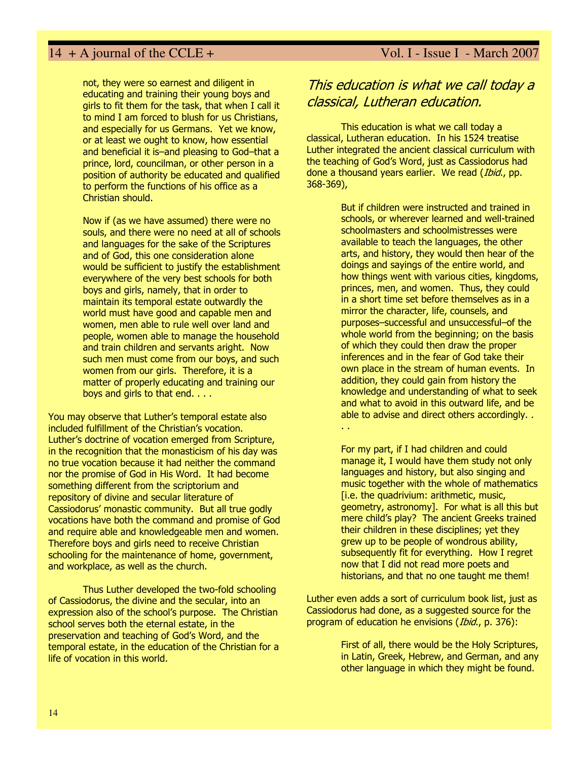not, they were so earnest and diligent in educating and training their young boys and girls to fit them for the task, that when I call it to mind I am forced to blush for us Christians, and especially for us Germans. Yet we know, or at least we ought to know, how essential and beneficial it is–and pleasing to God–that a prince, lord, councilman, or other person in a position of authority be educated and qualified to perform the functions of his office as a Christian should.

> Now if (as we have assumed) there were no souls, and there were no need at all of schools and languages for the sake of the Scriptures and of God, this one consideration alone would be sufficient to justify the establishment everywhere of the very best schools for both boys and girls, namely, that in order to maintain its temporal estate outwardly the world must have good and capable men and women, men able to rule well over land and people, women able to manage the household and train children and servants aright. Now such men must come from our boys, and such women from our girls. Therefore, it is a matter of properly educating and training our boys and girls to that end. . . .

You may observe that Luther's temporal estate also included fulfillment of the Christian's vocation. Luther's doctrine of vocation emerged from Scripture, in the recognition that the monasticism of his day was no true vocation because it had neither the command nor the promise of God in His Word. It had become something different from the scriptorium and repository of divine and secular literature of Cassiodorus' monastic community. But all true godly vocations have both the command and promise of God and require able and knowledgeable men and women. Therefore boys and girls need to receive Christian schooling for the maintenance of home, government, and workplace, as well as the church.

Thus Luther developed the two-fold schooling of Cassiodorus, the divine and the secular, into an expression also of the school's purpose. The Christian school serves both the eternal estate, in the preservation and teaching of God's Word, and the temporal estate, in the education of the Christian for a life of vocation in this world.

*This education is what we call today a classical, Lutheran education.*

This education is what we call today a classical, Lutheran education. In his 1524 treatise Luther integrated the ancient classical curriculum with the teaching of God's Word, just as Cassiodorus had done a thousand years earlier. We read (*Ibid*., pp. 368-369),

> But if children were instructed and trained in schools, or wherever learned and well-trained schoolmasters and schoolmistresses were available to teach the languages, the other arts, and history, they would then hear of the doings and sayings of the entire world, and how things went with various cities, kingdoms, princes, men, and women. Thus, they could in a short time set before themselves as in a mirror the character, life, counsels, and purposes–successful and unsuccessful–of the whole world from the beginning; on the basis of which they could then draw the proper inferences and in the fear of God take their own place in the stream of human events. In addition, they could gain from history the knowledge and understanding of what to seek and what to avoid in this outward life, and be able to advise and direct others accordingly. . . .
>
> For my part, if I had children and could manage it, I would have them study not only languages and history, but also singing and music together with the whole of mathematics [i.e. the quadrivium: arithmetic, music, geometry, astronomy]. For what is all this but mere child's play? The ancient Greeks trained their children in these disciplines; yet they grew up to be people of wondrous ability, subsequently fit for everything. How I regret now that I did not read more poets and historians, and that no one taught me them!

Luther even adds a sort of curriculum book list, just as Cassiodorus had done, as a suggested source for the program of education he envisions (*Ibid*., p. 376):

> First of all, there would be the Holy Scriptures, in Latin, Greek, Hebrew, and German, and any other language in which they might be found.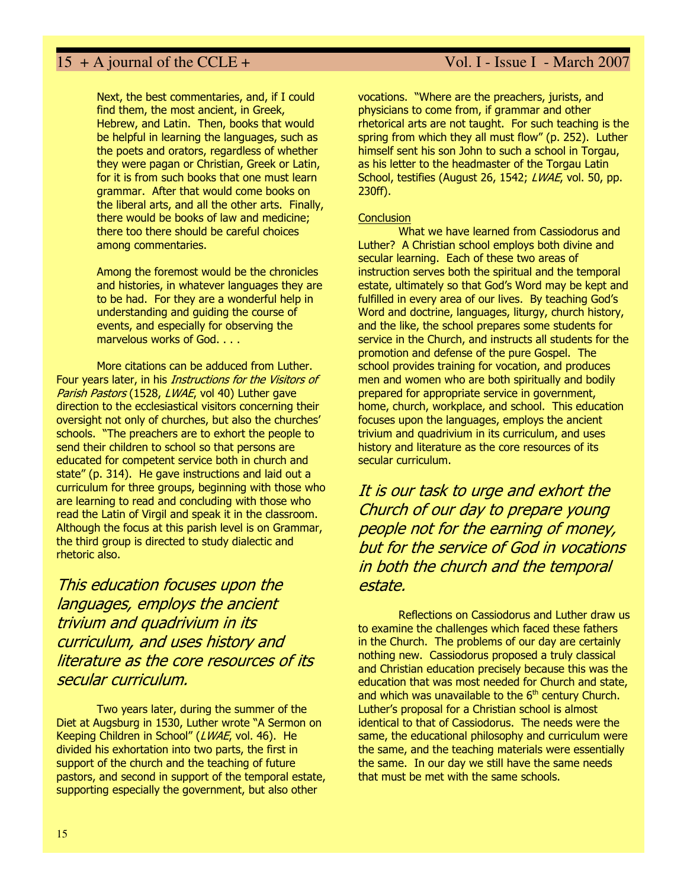> Next, the best commentaries, and, if I could find them, the most ancient, in Greek, Hebrew, and Latin. Then, books that would be helpful in learning the languages, such as the poets and orators, regardless of whether they were pagan or Christian, Greek or Latin, for it is from such books that one must learn grammar. After that would come books on the liberal arts, and all the other arts. Finally, there would be books of law and medicine; there too there should be careful choices among commentaries.
>
> Among the foremost would be the chronicles and histories, in whatever languages they are to be had. For they are a wonderful help in understanding and guiding the course of events, and especially for observing the marvelous works of God. . . .

More citations can be adduced from Luther. Four years later, in his *Instructions for the Visitors of Parish Pastors* (1528, *LWAE*, vol 40) Luther gave direction to the ecclesiastical visitors concerning their oversight not only of churches, but also the churches' schools. "The preachers are to exhort the people to send their children to school so that persons are educated for competent service both in church and state" (p. 314). He gave instructions and laid out a curriculum for three groups, beginning with those who are learning to read and concluding with those who read the Latin of Virgil and speak it in the classroom. Although the focus at this parish level is on Grammar, the third group is directed to study dialectic and rhetoric also.

*This education focuses upon the languages, employs the ancient trivium and quadrivium in its curriculum, and uses history and literature as the core resources of its secular curriculum.*

Two years later, during the summer of the Diet at Augsburg in 1530, Luther wrote "A Sermon on Keeping Children in School" (*LWAE*, vol. 46). He divided his exhortation into two parts, the first in support of the church and the teaching of future pastors, and second in support of the temporal estate, supporting especially the government, but also other vocations. "Where are the preachers, jurists, and physicians to come from, if grammar and other rhetorical arts are not taught. For such teaching is the spring from which they all must flow" (p. 252). Luther himself sent his son John to such a school in Torgau, as his letter to the headmaster of the Torgau Latin School, testifies (August 26, 1542; *LWAE*, vol. 50, pp. 230ff).

## Conclusion

What we have learned from Cassiodorus and Luther? A Christian school employs both divine and secular learning. Each of these two areas of instruction serves both the spiritual and the temporal estate, ultimately so that God's Word may be kept and fulfilled in every area of our lives. By teaching God's Word and doctrine, languages, liturgy, church history, and the like, the school prepares some students for service in the Church, and instructs all students for the promotion and defense of the pure Gospel. The school provides training for vocation, and produces men and women who are both spiritually and bodily prepared for appropriate service in government, home, church, workplace, and school. This education focuses upon the languages, employs the ancient trivium and quadrivium in its curriculum, and uses history and literature as the core resources of its secular curriculum.

*It is our task to urge and exhort the Church of our day to prepare young people not for the earning of money, but for the service of God in vocations in both the church and the temporal estate.*

Reflections on Cassiodorus and Luther draw us to examine the challenges which faced these fathers in the Church. The problems of our day are certainly nothing new. Cassiodorus proposed a truly classical and Christian education precisely because this was the education that was most needed for Church and state, and which was unavailable to the 6th century Church. Luther's proposal for a Christian school is almost identical to that of Cassiodorus. The needs were the same, the educational philosophy and curriculum were the same, and the teaching materials were essentially the same. In our day we still have the same needs that must be met with the same schools.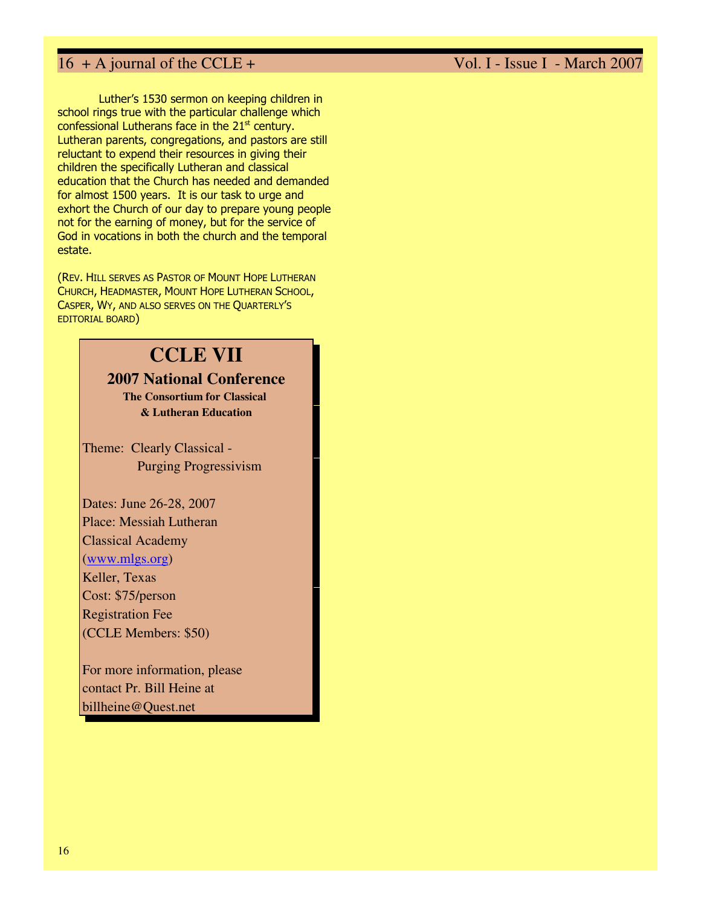Luther's 1530 sermon on keeping children in school rings true with the particular challenge which confessional Lutherans face in the 21st century. Lutheran parents, congregations, and pastors are still reluctant to expend their resources in giving their children the specifically Lutheran and classical education that the Church has needed and demanded for almost 1500 years. It is our task to urge and exhort the Church of our day to prepare young people not for the earning of money, but for the service of God in vocations in both the church and the temporal estate.

(Rev. Hill serves as Pastor of Mount Hope Lutheran Church, Headmaster, Mount Hope Lutheran School, Casper, Wy, and also serves on the Quarterly's editorial board)

# CCLE VII

## 2007 National Conference

**The Consortium for Classical & Lutheran Education**

Theme: Clearly Classical - Purging Progressivism

Dates: June 26-28, 2007
Place: Messiah Lutheran Classical Academy (www.mlgs.org)
Keller, Texas
Cost: $75/person Registration Fee (CCLE Members: $50)

For more information, please contact Pr. Bill Heine at billheine@Quest.net